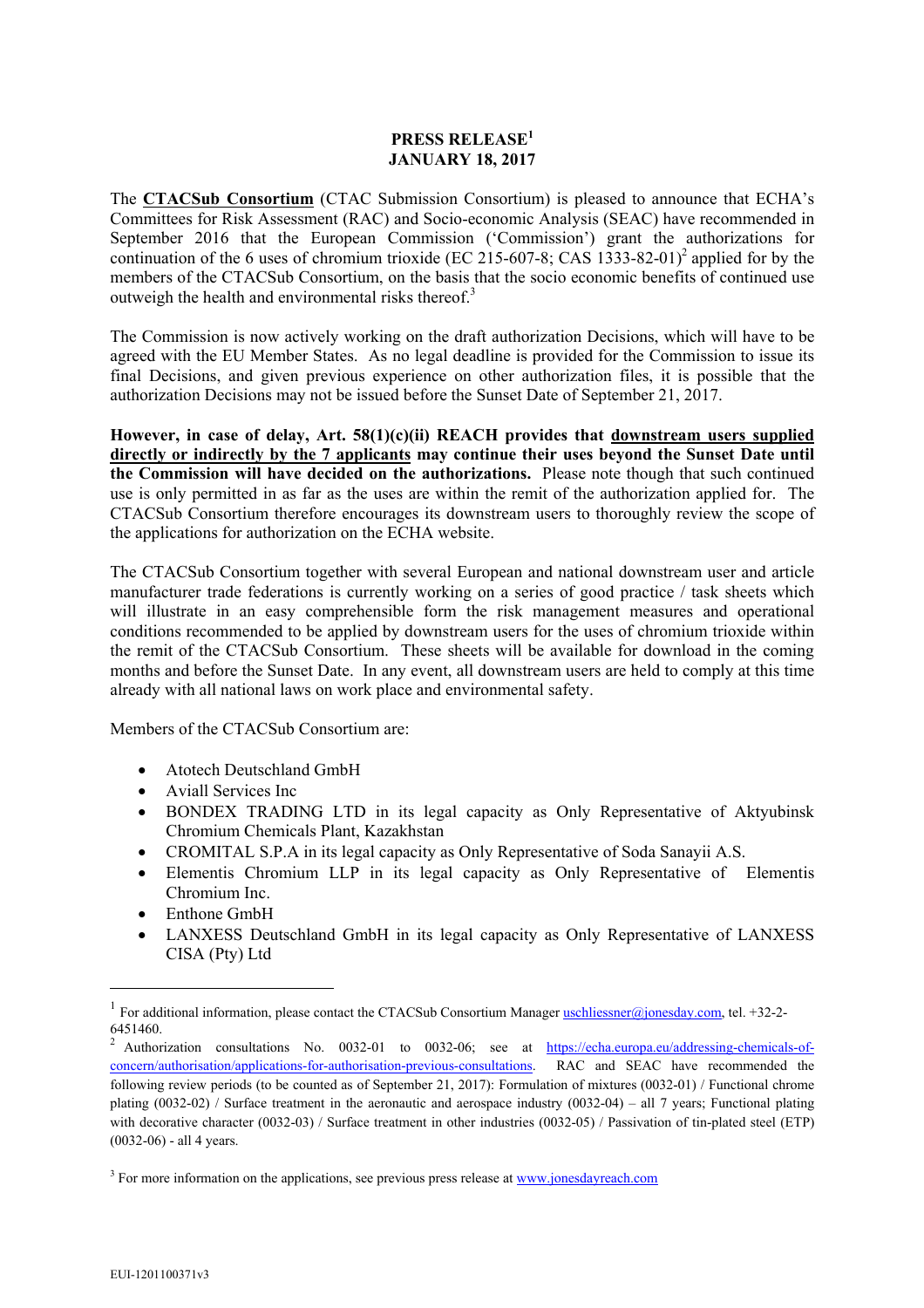**PRESS RELEASE**[1]
**JANUARY 18, 2017**

The **CTACSub Consortium** (CTAC Submission Consortium) is pleased to announce that ECHA's Committees for Risk Assessment (RAC) and Socio-economic Analysis (SEAC) have recommended in September 2016 that the European Commission ('Commission') grant the authorizations for continuation of the 6 uses of chromium trioxide (EC 215-607-8; CAS 1333-82-01)[2] applied for by the members of the CTACSub Consortium, on the basis that the socio economic benefits of continued use outweigh the health and environmental risks thereof.[3]

The Commission is now actively working on the draft authorization Decisions, which will have to be agreed with the EU Member States. As no legal deadline is provided for the Commission to issue its final Decisions, and given previous experience on other authorization files, it is possible that the authorization Decisions may not be issued before the Sunset Date of September 21, 2017.

**However, in case of delay, Art. 58(1)(c)(ii) REACH provides that downstream users supplied directly or indirectly by the 7 applicants may continue their uses beyond the Sunset Date until the Commission will have decided on the authorizations.** Please note though that such continued use is only permitted in as far as the uses are within the remit of the authorization applied for. The CTACSub Consortium therefore encourages its downstream users to thoroughly review the scope of the applications for authorization on the ECHA website.

The CTACSub Consortium together with several European and national downstream user and article manufacturer trade federations is currently working on a series of good practice / task sheets which will illustrate in an easy comprehensible form the risk management measures and operational conditions recommended to be applied by downstream users for the uses of chromium trioxide within the remit of the CTACSub Consortium. These sheets will be available for download in the coming months and before the Sunset Date. In any event, all downstream users are held to comply at this time already with all national laws on work place and environmental safety.

Members of the CTACSub Consortium are:

- Atotech Deutschland GmbH
- Aviall Services Inc
- BONDEX TRADING LTD in its legal capacity as Only Representative of Aktyubinsk Chromium Chemicals Plant, Kazakhstan
- CROMITAL S.P.A in its legal capacity as Only Representative of Soda Sanayii A.S.
- Elementis Chromium LLP in its legal capacity as Only Representative of Elementis Chromium Inc.
- Enthone GmbH
- LANXESS Deutschland GmbH in its legal capacity as Only Representative of LANXESS CISA (Pty) Ltd

---

[1] For additional information, please contact the CTACSub Consortium Manager uschliessner@jonesday.com, tel. +32-2-6451460.

[2] Authorization consultations No. 0032-01 to 0032-06; see at https://echa.europa.eu/addressing-chemicals-of-concern/authorisation/applications-for-authorisation-previous-consultations. RAC and SEAC have recommended the following review periods (to be counted as of September 21, 2017): Formulation of mixtures (0032-01) / Functional chrome plating (0032-02) / Surface treatment in the aeronautic and aerospace industry (0032-04) – all 7 years; Functional plating with decorative character (0032-03) / Surface treatment in other industries (0032-05) / Passivation of tin-plated steel (ETP) (0032-06) - all 4 years.

[3] For more information on the applications, see previous press release at www.jonesdayreach.com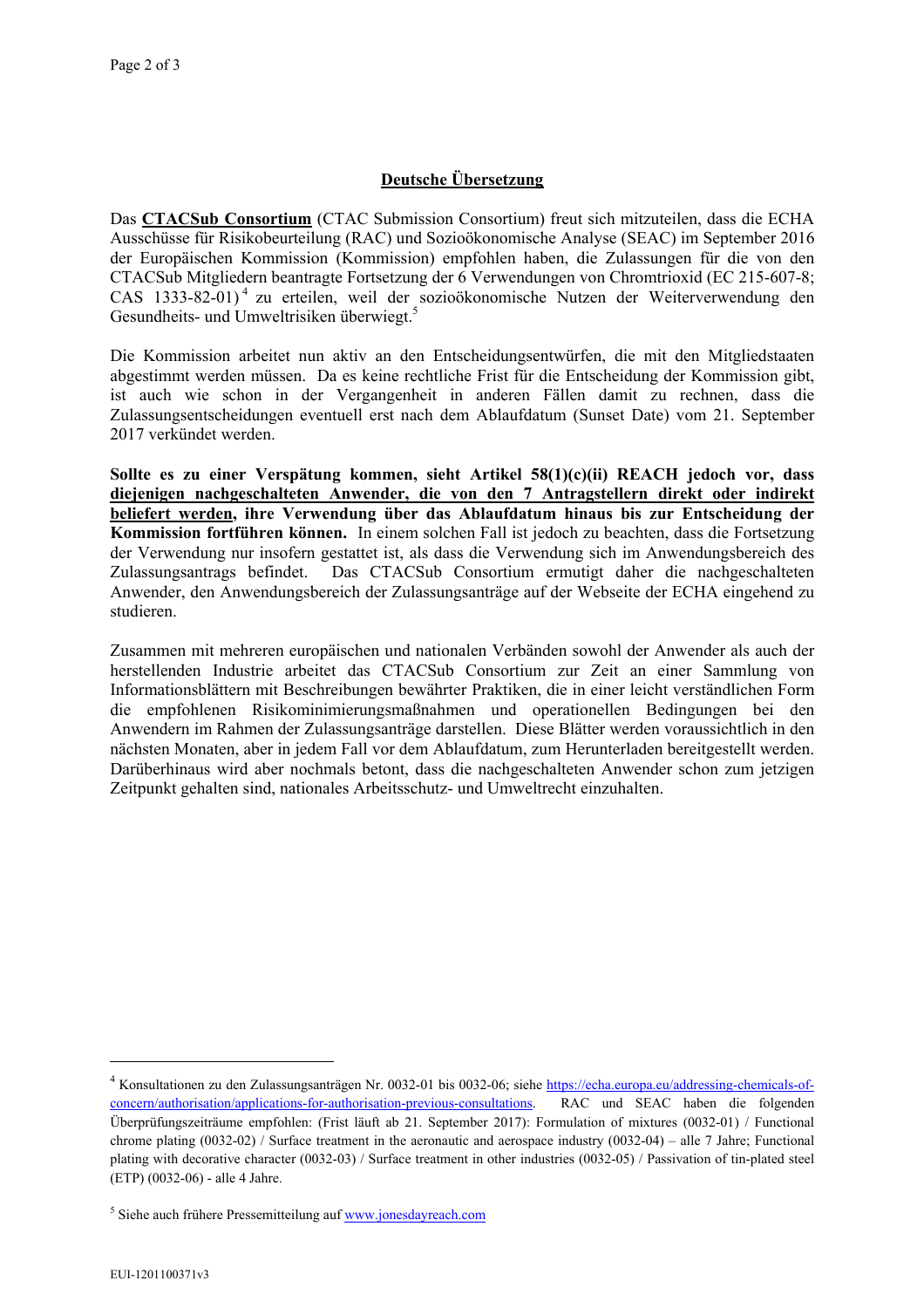## Deutsche Übersetzung

Das **CTACSub Consortium** (CTAC Submission Consortium) freut sich mitzuteilen, dass die ECHA Ausschüsse für Risikobeurteilung (RAC) und Sozioökonomische Analyse (SEAC) im September 2016 der Europäischen Kommission (Kommission) empfohlen haben, die Zulassungen für die von den CTACSub Mitgliedern beantragte Fortsetzung der 6 Verwendungen von Chromtrioxid (EC 215-607-8; CAS 1333-82-01)[4] zu erteilen, weil der sozioökonomische Nutzen der Weiterverwendung den Gesundheits- und Umweltrisiken überwiegt.[5]

Die Kommission arbeitet nun aktiv an den Entscheidungsentwürfen, die mit den Mitgliedstaaten abgestimmt werden müssen. Da es keine rechtliche Frist für die Entscheidung der Kommission gibt, ist auch wie schon in der Vergangenheit in anderen Fällen damit zu rechnen, dass die Zulassungsentscheidungen eventuell erst nach dem Ablaufdatum (Sunset Date) vom 21. September 2017 verkündet werden.

**Sollte es zu einer Verspätung kommen, sieht Artikel 58(1)(c)(ii) REACH jedoch vor, dass <u>diejenigen nachgeschalteten Anwender, die von den 7 Antragstellern direkt oder indirekt beliefert werden</u>, ihre Verwendung über das Ablaufdatum hinaus bis zur Entscheidung der Kommission fortführen können.** In einem solchen Fall ist jedoch zu beachten, dass die Fortsetzung der Verwendung nur insofern gestattet ist, als dass die Verwendung sich im Anwendungsbereich des Zulassungsantrags befindet. Das CTACSub Consortium ermutigt daher die nachgeschalteten Anwender, den Anwendungsbereich der Zulassungsanträge auf der Webseite der ECHA eingehend zu studieren.

Zusammen mit mehreren europäischen und nationalen Verbänden sowohl der Anwender als auch der herstellenden Industrie arbeitet das CTACSub Consortium zur Zeit an einer Sammlung von Informationsblättern mit Beschreibungen bewährter Praktiken, die in einer leicht verständlichen Form die empfohlenen Risikominimierungsmaßnahmen und operationellen Bedingungen bei den Anwendern im Rahmen der Zulassungsanträge darstellen. Diese Blätter werden voraussichtlich in den nächsten Monaten, aber in jedem Fall vor dem Ablaufdatum, zum Herunterladen bereitgestellt werden. Darüberhinaus wird aber nochmals betont, dass die nachgeschalteten Anwender schon zum jetzigen Zeitpunkt gehalten sind, nationales Arbeitsschutz- und Umweltrecht einzuhalten.

---

[4] Konsultationen zu den Zulassungsanträgen Nr. 0032-01 bis 0032-06; siehe https://echa.europa.eu/addressing-chemicals-of-concern/authorisation/applications-for-authorisation-previous-consultations. RAC und SEAC haben die folgenden Überprüfungszeiträume empfohlen: (Frist läuft ab 21. September 2017): Formulation of mixtures (0032-01) / Functional chrome plating (0032-02) / Surface treatment in the aeronautic and aerospace industry (0032-04) – alle 7 Jahre; Functional plating with decorative character (0032-03) / Surface treatment in other industries (0032-05) / Passivation of tin-plated steel (ETP) (0032-06) - alle 4 Jahre.

[5] Siehe auch frühere Pressemitteilung auf www.jonesdayreach.com

EUI-1201100371v3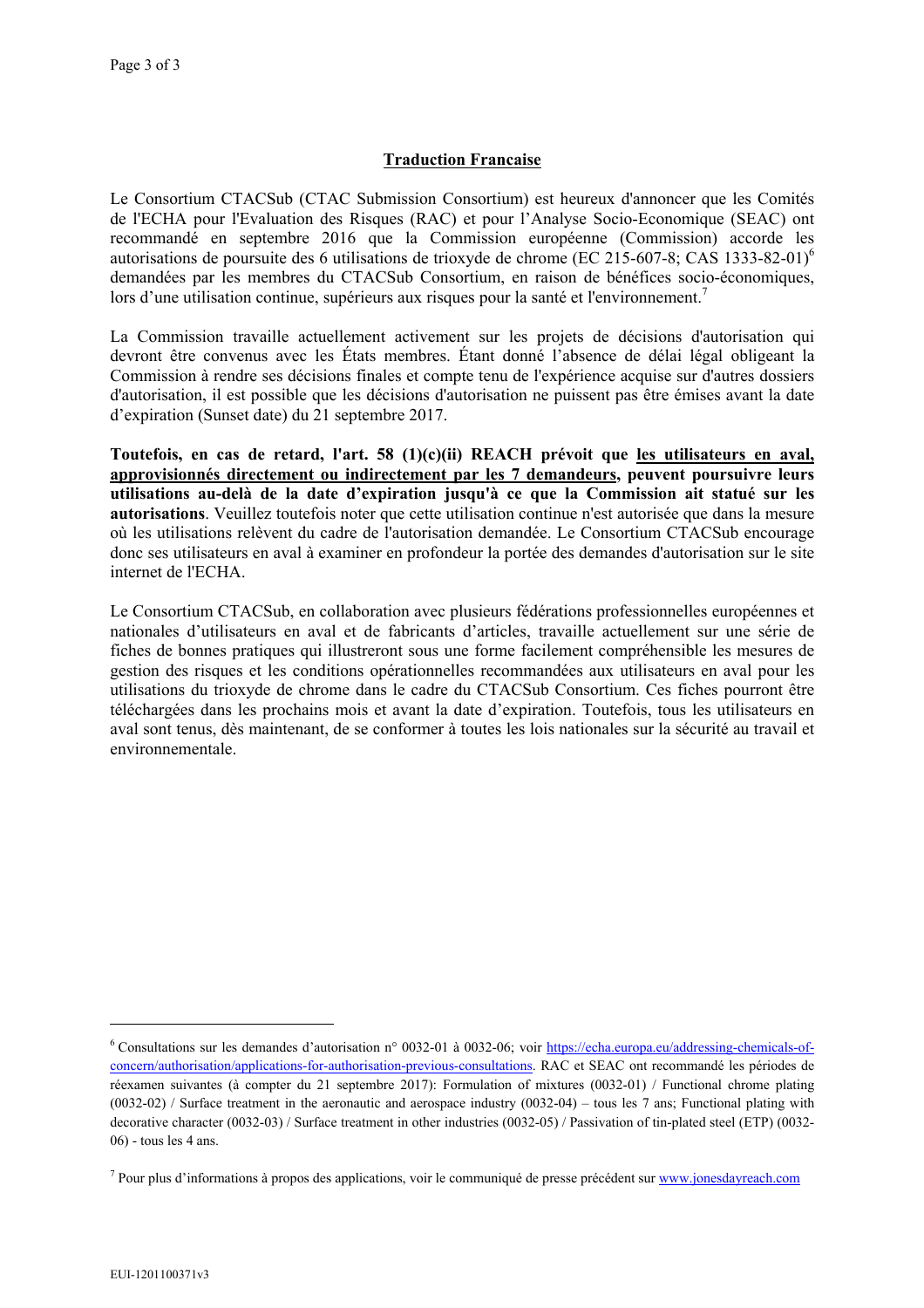**Traduction Francaise**

Le Consortium CTACSub (CTAC Submission Consortium) est heureux d'annoncer que les Comités de l'ECHA pour l'Evaluation des Risques (RAC) et pour l'Analyse Socio-Economique (SEAC) ont recommandé en septembre 2016 que la Commission européenne (Commission) accorde les autorisations de poursuite des 6 utilisations de trioxyde de chrome (EC 215-607-8; CAS 1333-82-01)[6] demandées par les membres du CTACSub Consortium, en raison de bénéfices socio-économiques, lors d'une utilisation continue, supérieurs aux risques pour la santé et l'environnement.[7]

La Commission travaille actuellement activement sur les projets de décisions d'autorisation qui devront être convenus avec les États membres. Étant donné l'absence de délai légal obligeant la Commission à rendre ses décisions finales et compte tenu de l'expérience acquise sur d'autres dossiers d'autorisation, il est possible que les décisions d'autorisation ne puissent pas être émises avant la date d'expiration (Sunset date) du 21 septembre 2017.

**Toutefois, en cas de retard, l'art. 58 (1)(c)(ii) REACH prévoit que <u>les utilisateurs en aval, approvisionnés directement ou indirectement par les 7 demandeurs</u>, peuvent poursuivre leurs utilisations au-delà de la date d'expiration jusqu'à ce que la Commission ait statué sur les autorisations**. Veuillez toutefois noter que cette utilisation continue n'est autorisée que dans la mesure où les utilisations relèvent du cadre de l'autorisation demandée. Le Consortium CTACSub encourage donc ses utilisateurs en aval à examiner en profondeur la portée des demandes d'autorisation sur le site internet de l'ECHA.

Le Consortium CTACSub, en collaboration avec plusieurs fédérations professionnelles européennes et nationales d'utilisateurs en aval et de fabricants d'articles, travaille actuellement sur une série de fiches de bonnes pratiques qui illustreront sous une forme facilement compréhensible les mesures de gestion des risques et les conditions opérationnelles recommandées aux utilisateurs en aval pour les utilisations du trioxyde de chrome dans le cadre du CTACSub Consortium. Ces fiches pourront être téléchargées dans les prochains mois et avant la date d'expiration. Toutefois, tous les utilisateurs en aval sont tenus, dès maintenant, de se conformer à toutes les lois nationales sur la sécurité au travail et environnementale.

---

[6] Consultations sur les demandes d'autorisation n° 0032-01 à 0032-06; voir https://echa.europa.eu/addressing-chemicals-of-concern/authorisation/applications-for-authorisation-previous-consultations. RAC et SEAC ont recommandé les périodes de réexamen suivantes (à compter du 21 septembre 2017): Formulation of mixtures (0032-01) / Functional chrome plating (0032-02) / Surface treatment in the aeronautic and aerospace industry (0032-04) – tous les 7 ans; Functional plating with decorative character (0032-03) / Surface treatment in other industries (0032-05) / Passivation of tin-plated steel (ETP) (0032-06) - tous les 4 ans.

[7] Pour plus d'informations à propos des applications, voir le communiqué de presse précédent sur www.jonesdayreach.com

EUI-1201100371v3